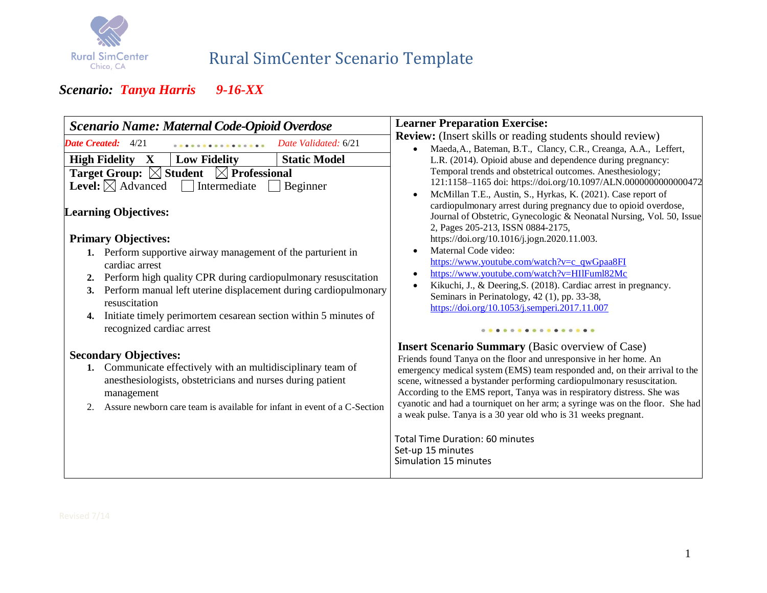# Rural SimCenter Scenario Template

Rural SimCenter
Chico, CA

***Scenario: Tanya Harris 9-16-XX***

## *Scenario Name: Maternal Code-Opioid Overdose*

*Date Created:* 4/21 *Date Validated:* 6/21

| High Fidelity X | Low Fidelity | Static Model |
|---|---|---|

**Target Group:** ☒ **Student** ☒ **Professional**
**Level:** ☒ Advanced ☐ Intermediate ☐ Beginner

### Learning Objectives:

**Primary Objectives:**

1. Perform supportive airway management of the parturient in cardiac arrest
2. Perform high quality CPR during cardiopulmonary resuscitation
3. Perform manual left uterine displacement during cardiopulmonary resuscitation
4. Initiate timely perimortem cesarean section within 5 minutes of recognized cardiac arrest

**Secondary Objectives:**

1. Communicate effectively with an multidisciplinary team of anesthesiologists, obstetricians and nurses during patient management
2. Assure newborn care team is available for infant in event of a C-Section

### Learner Preparation Exercise:

**Review:** (Insert skills or reading students should review)

- Maeda,A., Bateman, B.T., Clancy, C.R., Creanga, A.A., Leffert, L.R. (2014). Opioid abuse and dependence during pregnancy: Temporal trends and obstetrical outcomes. Anesthesiology; 121:1158–1165 doi: https://doi.org/10.1097/ALN.0000000000000472
- McMillan T.E., Austin, S., Hyrkas, K. (2021). Case report of cardiopulmonary arrest during pregnancy due to opioid overdose, Journal of Obstetric, Gynecologic & Neonatal Nursing, Vol. 50, Issue 2, Pages 205-213, ISSN 0884-2175, https://doi.org/10.1016/j.jogn.2020.11.003.
- Maternal Code video: https://www.youtube.com/watch?v=c_qwGpaa8FI
- https://www.youtube.com/watch?v=HIlFuml82Mc
- Kikuchi, J., & Deering,S. (2018). Cardiac arrest in pregnancy. Seminars in Perinatology, 42 (1), pp. 33-38, https://doi.org/10.1053/j.semperi.2017.11.007

**Insert Scenario Summary** (Basic overview of Case)
Friends found Tanya on the floor and unresponsive in her home. An emergency medical system (EMS) team responded and, on their arrival to the scene, witnessed a bystander performing cardiopulmonary resuscitation. According to the EMS report, Tanya was in respiratory distress. She was cyanotic and had a tourniquet on her arm; a syringe was on the floor. She had a weak pulse. Tanya is a 30 year old who is 31 weeks pregnant.

Total Time Duration: 60 minutes
Set-up 15 minutes
Simulation 15 minutes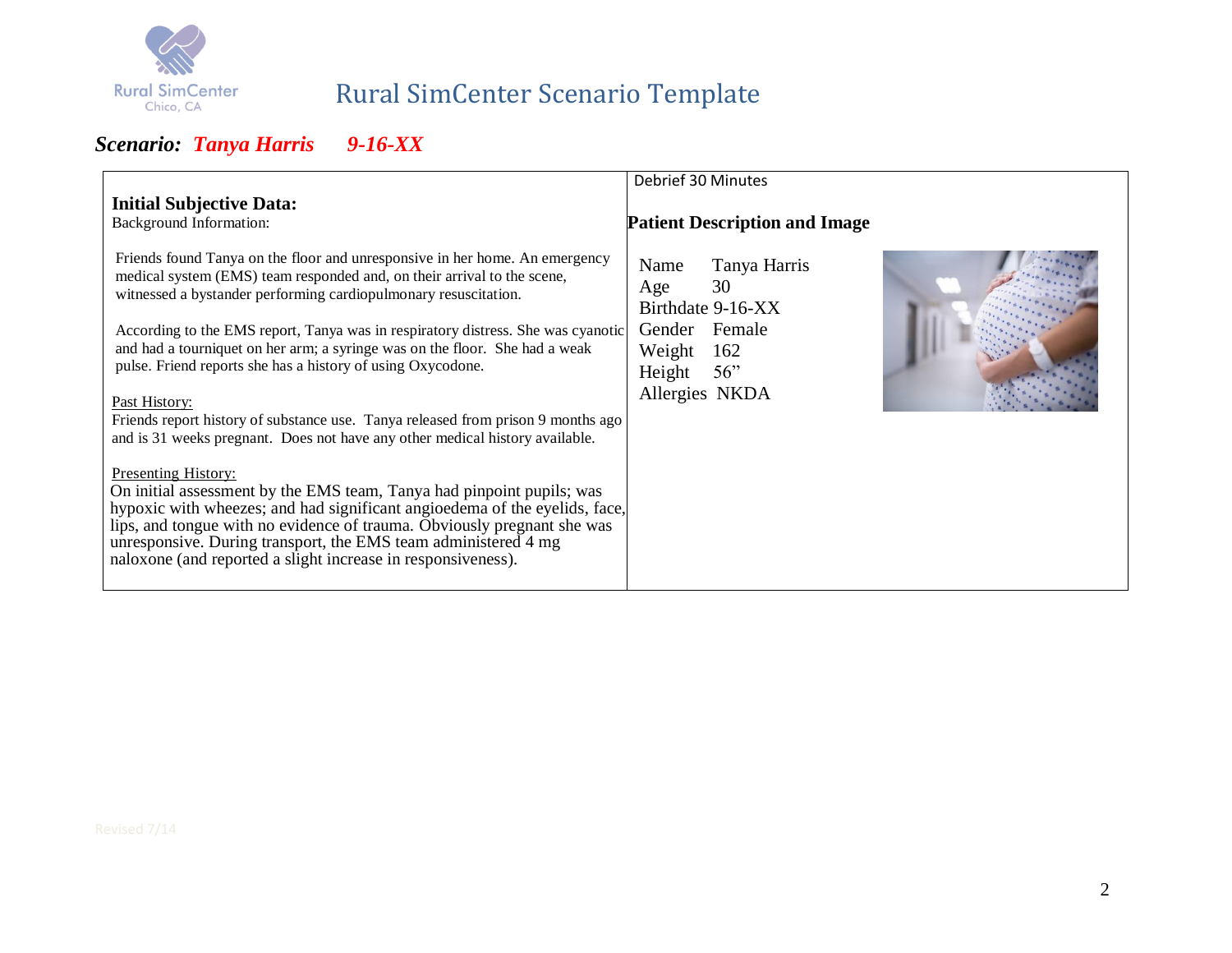# Rural SimCenter Scenario Template

***Scenario:* *Tanya Harris 9-16-XX***

Debrief 30 Minutes

## Initial Subjective Data:

Background Information:

Friends found Tanya on the floor and unresponsive in her home. An emergency medical system (EMS) team responded and, on their arrival to the scene, witnessed a bystander performing cardiopulmonary resuscitation.

According to the EMS report, Tanya was in respiratory distress. She was cyanotic and had a tourniquet on her arm; a syringe was on the floor. She had a weak pulse. Friend reports she has a history of using Oxycodone.

Past History:

Friends report history of substance use. Tanya released from prison 9 months ago and is 31 weeks pregnant. Does not have any other medical history available.

Presenting History:

On initial assessment by the EMS team, Tanya had pinpoint pupils; was hypoxic with wheezes; and had significant angioedema of the eyelids, face, lips, and tongue with no evidence of trauma. Obviously pregnant she was unresponsive. During transport, the EMS team administered 4 mg naloxone (and reported a slight increase in responsiveness).

## Patient Description and Image

| | |
|---|---|
| Name | Tanya Harris |
| Age | 30 |
| Birthdate | 9-16-XX |
| Gender | Female |
| Weight | 162 |
| Height | 56" |
| Allergies | NKDA |

Revised 7/14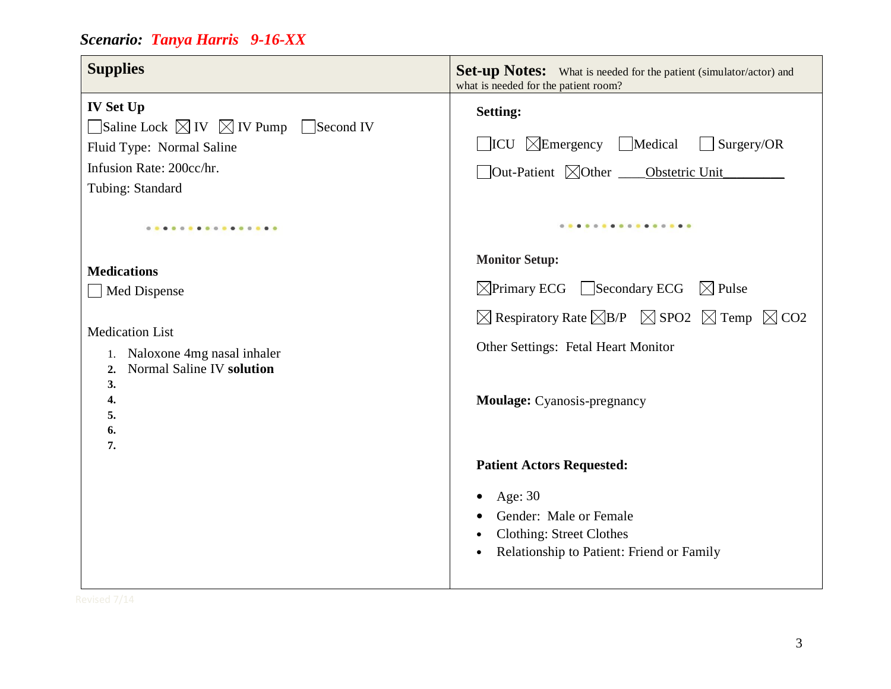*Scenario:* ***Tanya Harris 9-16-XX***

| **Supplies** | **Set-up Notes:** What is needed for the patient (simulator/actor) and what is needed for the patient room? |
|---|---|
| **IV Set Up**<br>☐ Saline Lock ☒ IV ☒ IV Pump ☐ Second IV<br>Fluid Type: Normal Saline<br>Infusion Rate: 200cc/hr.<br>Tubing: Standard<br><br>**Medications**<br>☐ Med Dispense<br><br>Medication List<br>1. Naloxone 4mg nasal inhaler<br>2. Normal Saline IV **solution**<br>3.<br>4.<br>5.<br>6.<br>7. | **Setting:**<br>☐ ICU ☒ Emergency ☐ Medical ☐ Surgery/OR<br>☐ Out-Patient ☒ Other \_\_\_\_Obstetric Unit\_\_\_\_\_\_\_\_<br><br>**Monitor Setup:**<br>☒ Primary ECG ☐ Secondary ECG ☒ Pulse<br>☒ Respiratory Rate ☒ B/P ☒ SPO2 ☒ Temp ☒ CO2<br>Other Settings: Fetal Heart Monitor<br><br>**Moulage:** Cyanosis-pregnancy<br><br>**Patient Actors Requested:**<br>• Age: 30<br>• Gender: Male or Female<br>• Clothing: Street Clothes<br>• Relationship to Patient: Friend or Family |

Revised 7/14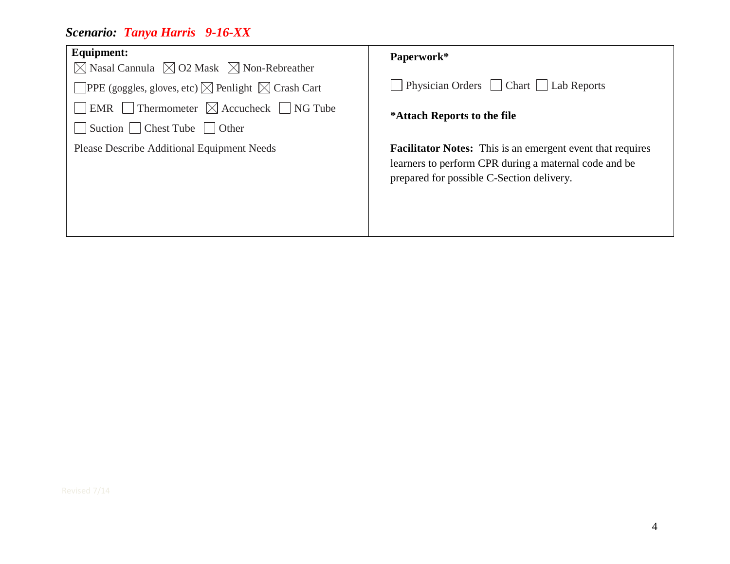***Scenario:** Tanya Harris 9-16-XX*

| **Equipment:**<br>☒ Nasal Cannula ☒ O2 Mask ☒ Non-Rebreather<br>☐ PPE (goggles, gloves, etc) ☒ Penlight ☒ Crash Cart<br>☐ EMR ☐ Thermometer ☒ Accucheck ☐ NG Tube<br>☐ Suction ☐ Chest Tube ☐ Other<br>Please Describe Additional Equipment Needs | **Paperwork***<br>☐ Physician Orders ☐ Chart ☐ Lab Reports<br>***Attach Reports to the file**<br>**Facilitator Notes:** This is an emergent event that requires learners to perform CPR during a maternal code and be prepared for possible C-Section delivery. |
|---|---|

Revised 7/14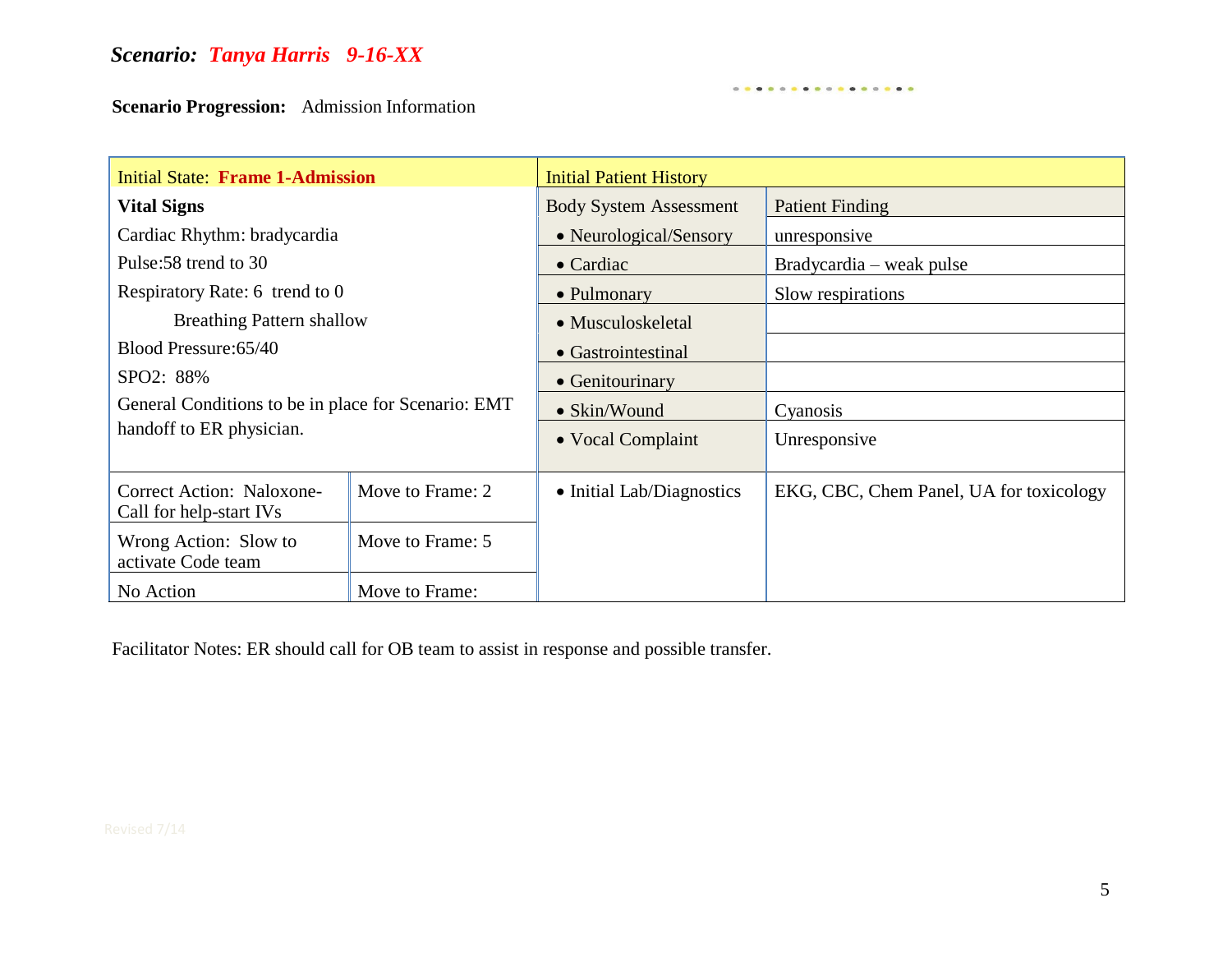***Scenario:* *Tanya Harris   9-16-XX***

**Scenario Progression:**   Admission Information

| Initial State: **Frame 1-Admission** | | Initial Patient History | |
|---|---|---|---|
| **Vital Signs**<br>Cardiac Rhythm: bradycardia<br>Pulse:58 trend to 30<br>Respiratory Rate: 6  trend to 0<br>Breathing Pattern shallow<br>Blood Pressure:65/40<br>SPO2:  88%<br>General Conditions to be in place for Scenario: EMT handoff to ER physician. | | Body System Assessment | Patient Finding |
| | | • Neurological/Sensory | unresponsive |
| | | • Cardiac | Bradycardia – weak pulse |
| | | • Pulmonary | Slow respirations |
| | | • Musculoskeletal | |
| | | • Gastrointestinal | |
| | | • Genitourinary | |
| | | • Skin/Wound | Cyanosis |
| | | • Vocal Complaint | Unresponsive |
| Correct Action:  Naloxone-Call for help-start IVs | Move to Frame: 2 | • Initial Lab/Diagnostics | EKG, CBC, Chem Panel, UA for toxicology |
| Wrong Action:  Slow to activate Code team | Move to Frame: 5 | | |
| No Action | Move to Frame: | | |

Facilitator Notes: ER should call for OB team to assist in response and possible transfer.

Revised 7/14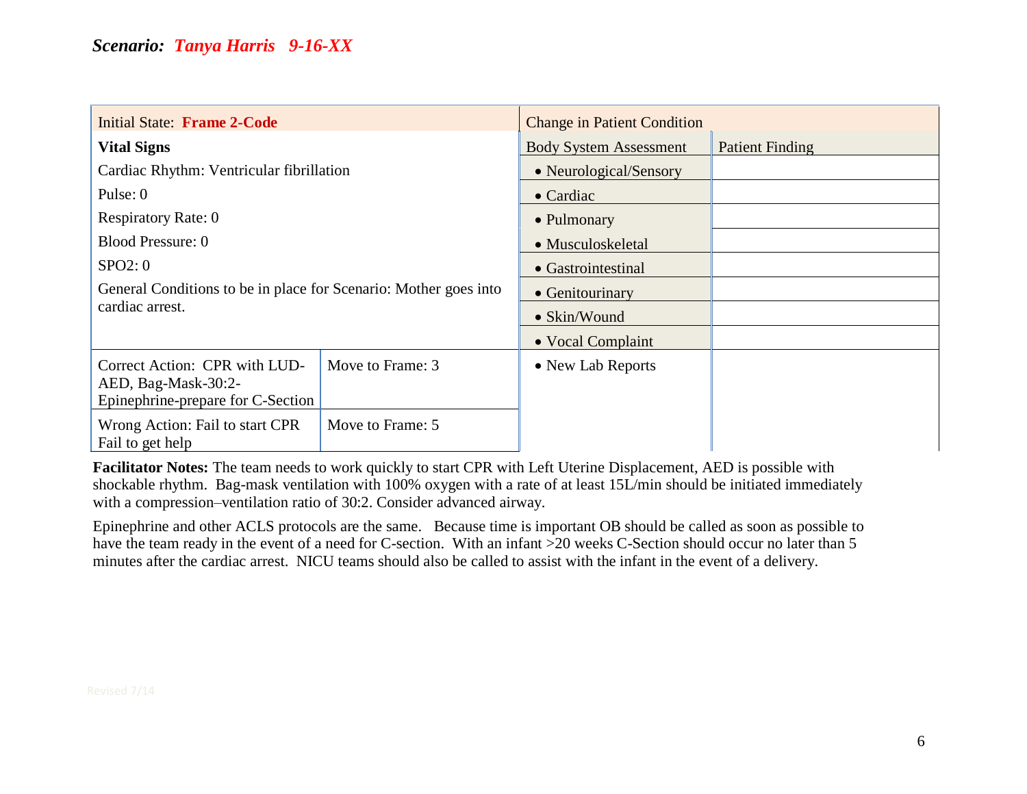***Scenario: Tanya Harris 9-16-XX***

| Initial State: **Frame 2-Code** | | Change in Patient Condition | |
|---|---|---|---|
| **Vital Signs** | | Body System Assessment | Patient Finding |
| Cardiac Rhythm: Ventricular fibrillation | | • Neurological/Sensory | |
| Pulse: 0 | | • Cardiac | |
| Respiratory Rate: 0 | | • Pulmonary | |
| Blood Pressure: 0 | | • Musculoskeletal | |
| SPO2: 0 | | • Gastrointestinal | |
| General Conditions to be in place for Scenario: Mother goes into cardiac arrest. | | • Genitourinary | |
| | | • Skin/Wound | |
| | | • Vocal Complaint | |
| Correct Action: CPR with LUD-AED, Bag-Mask-30:2-Epinephrine-prepare for C-Section | Move to Frame: 3 | • New Lab Reports | |
| Wrong Action: Fail to start CPR Fail to get help | Move to Frame: 5 | | |

**Facilitator Notes:** The team needs to work quickly to start CPR with Left Uterine Displacement, AED is possible with shockable rhythm. Bag-mask ventilation with 100% oxygen with a rate of at least 15L/min should be initiated immediately with a compression–ventilation ratio of 30:2. Consider advanced airway.

Epinephrine and other ACLS protocols are the same. Because time is important OB should be called as soon as possible to have the team ready in the event of a need for C-section. With an infant >20 weeks C-Section should occur no later than 5 minutes after the cardiac arrest. NICU teams should also be called to assist with the infant in the event of a delivery.

Revised 7/14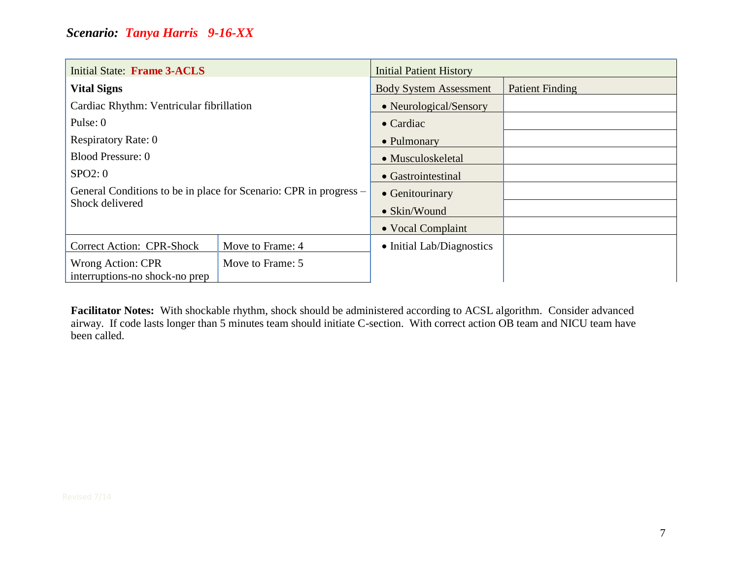***Scenario: Tanya Harris 9-16-XX***

| Initial State: **Frame 3-ACLS** | | Initial Patient History | |
|---|---|---|---|
| **Vital Signs** | | Body System Assessment | Patient Finding |
| Cardiac Rhythm: Ventricular fibrillation | | • Neurological/Sensory | |
| Pulse: 0 | | • Cardiac | |
| Respiratory Rate: 0 | | • Pulmonary | |
| Blood Pressure: 0 | | • Musculoskeletal | |
| SPO2: 0 | | • Gastrointestinal | |
| General Conditions to be in place for Scenario: CPR in progress – Shock delivered | | • Genitourinary | |
| | | • Skin/Wound | |
| | | • Vocal Complaint | |
| Correct Action: CPR-Shock | Move to Frame: 4 | • Initial Lab/Diagnostics | |
| Wrong Action: CPR interruptions-no shock-no prep | Move to Frame: 5 | | |

**Facilitator Notes:** With shockable rhythm, shock should be administered according to ACSL algorithm. Consider advanced airway. If code lasts longer than 5 minutes team should initiate C-section. With correct action OB team and NICU team have been called.

Revised 7/14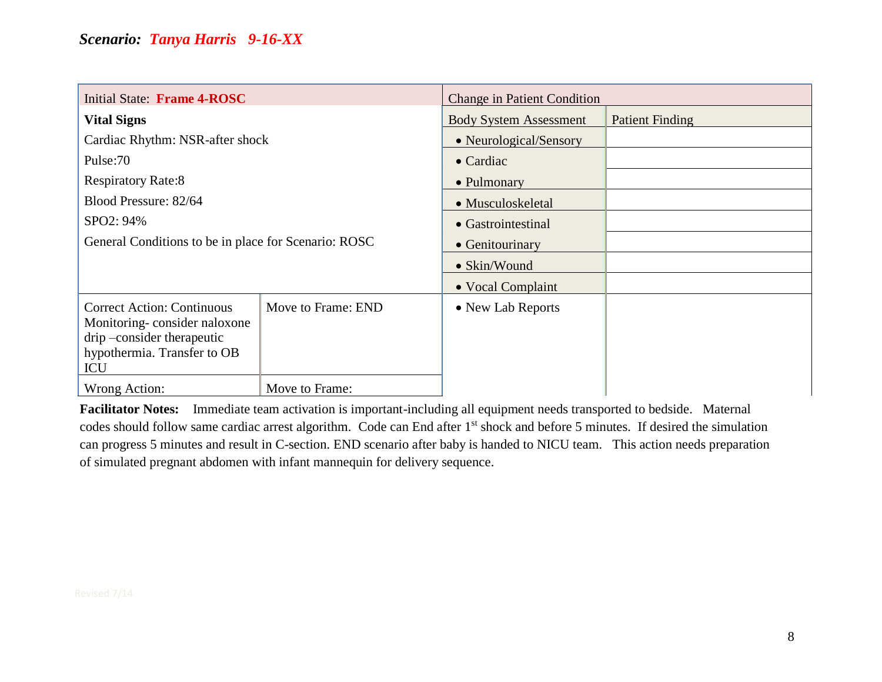**_Scenario: Tanya Harris 9-16-XX_**

| Initial State: **Frame 4-ROSC** | | Change in Patient Condition | |
|---|---|---|---|
| **Vital Signs**<br>Cardiac Rhythm: NSR-after shock<br>Pulse:70<br>Respiratory Rate:8<br>Blood Pressure: 82/64<br>SPO2: 94%<br>General Conditions to be in place for Scenario: ROSC | | Body System Assessment | Patient Finding |
| | | • Neurological/Sensory | |
| | | • Cardiac | |
| | | • Pulmonary | |
| | | • Musculoskeletal | |
| | | • Gastrointestinal | |
| | | • Genitourinary | |
| | | • Skin/Wound | |
| | | • Vocal Complaint | |
| Correct Action: Continuous Monitoring- consider naloxone drip –consider therapeutic hypothermia. Transfer to OB ICU | Move to Frame: END | • New Lab Reports | |
| Wrong Action: | Move to Frame: | | |

**Facilitator Notes:** Immediate team activation is important-including all equipment needs transported to bedside. Maternal codes should follow same cardiac arrest algorithm. Code can End after 1st shock and before 5 minutes. If desired the simulation can progress 5 minutes and result in C-section. END scenario after baby is handed to NICU team. This action needs preparation of simulated pregnant abdomen with infant mannequin for delivery sequence.

Revised 7/14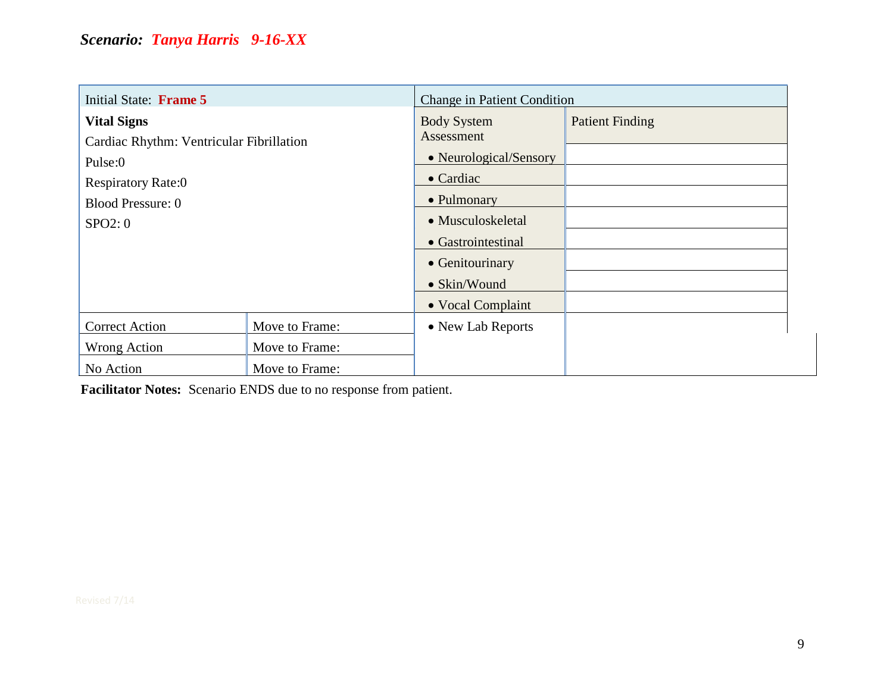***Scenario: Tanya Harris 9-16-XX***

| Initial State: **Frame 5** | | Change in Patient Condition | |
|---|---|---|---|
| **Vital Signs**<br>Cardiac Rhythm: Ventricular Fibrillation<br>Pulse:0<br>Respiratory Rate:0<br>Blood Pressure: 0<br>SPO2: 0 | | Body System Assessment | Patient Finding |
| | | • Neurological/Sensory | |
| | | • Cardiac | |
| | | • Pulmonary | |
| | | • Musculoskeletal | |
| | | • Gastrointestinal | |
| | | • Genitourinary | |
| | | • Skin/Wound | |
| | | • Vocal Complaint | |
| Correct Action | Move to Frame: | • New Lab Reports | |
| Wrong Action | Move to Frame: | | |
| No Action | Move to Frame: | | |

**Facilitator Notes:** Scenario ENDS due to no response from patient.

Revised 7/14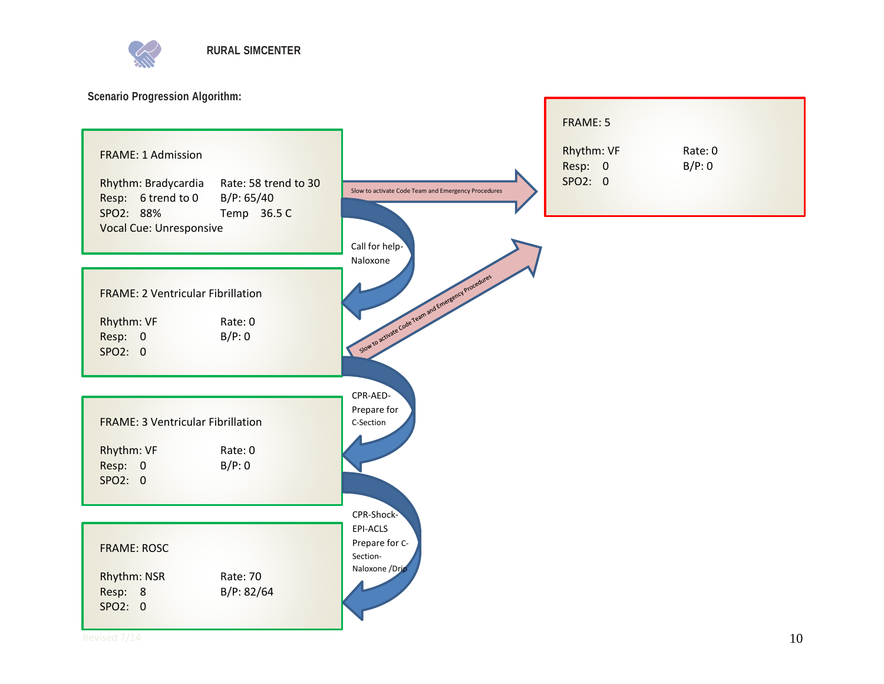RURAL SIMCENTER

**Scenario Progression Algorithm:**

**FRAME: 1 Admission**

Rhythm: Bradycardia    Rate: 58 trend to 30
Resp: 6 trend to 0    B/P: 65/40
SPO2: 88%    Temp 36.5 C
Vocal Cue: Unresponsive

→ Slow to activate Code Team and Emergency Procedures → FRAME: 5

→ Call for help- Naloxone → FRAME: 2

**FRAME: 2 Ventricular Fibrillation**

Rhythm: VF    Rate: 0
Resp: 0    B/P: 0
SPO2: 0

→ Slow to activate Code Team and Emergency Procedures → FRAME: 5

→ CPR-AED- Prepare for C-Section → FRAME: 3

**FRAME: 3 Ventricular Fibrillation**

Rhythm: VF    Rate: 0
Resp: 0    B/P: 0
SPO2: 0

→ CPR-Shock- EPI-ACLS Prepare for C-Section- Naloxone /Drip → FRAME: ROSC

**FRAME: ROSC**

Rhythm: NSR    Rate: 70
Resp: 8    B/P: 82/64
SPO2: 0

**FRAME: 5**

Rhythm: VF    Rate: 0
Resp: 0    B/P: 0
SPO2: 0

Revised 7/14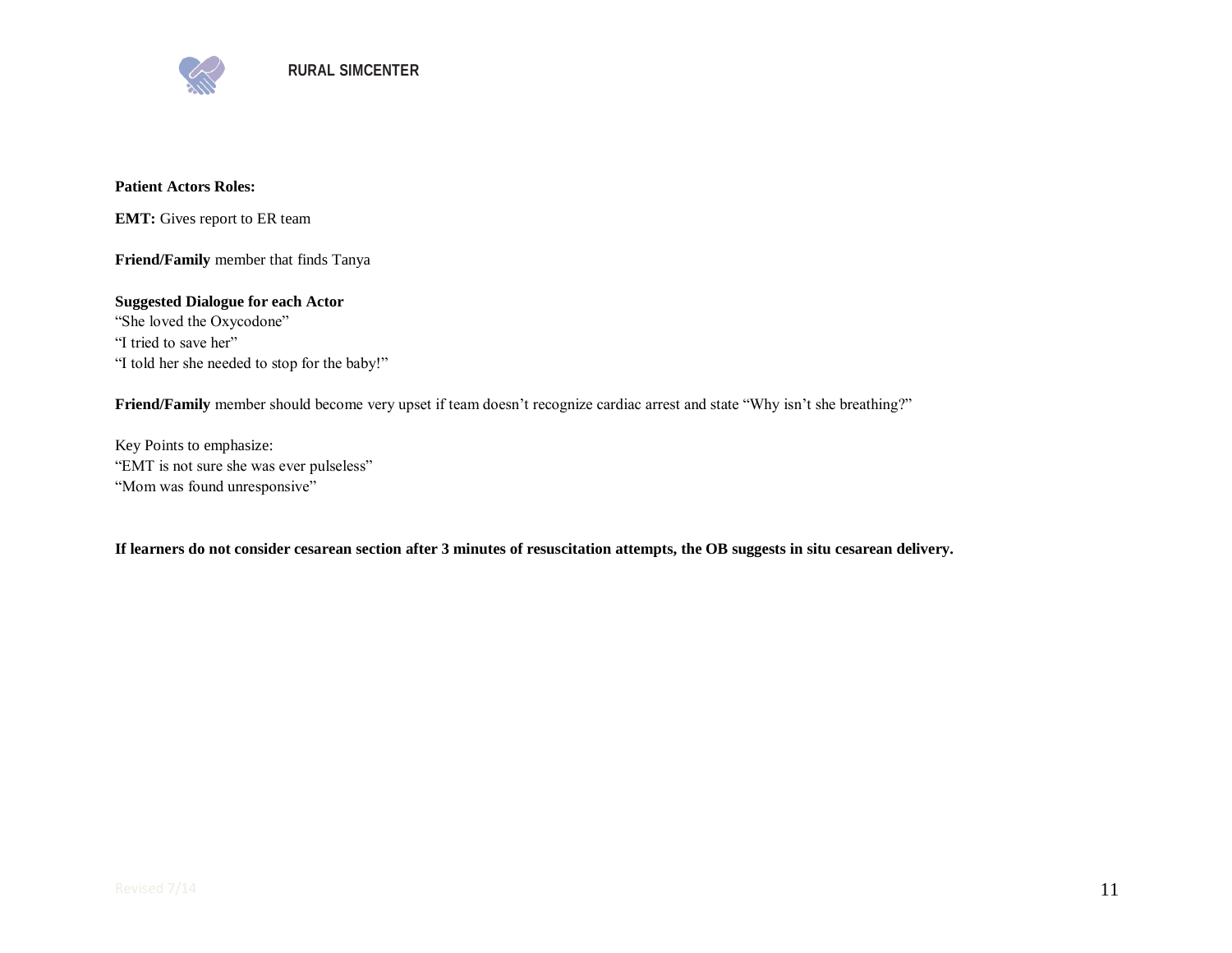**Patient Actors Roles:**

**EMT:** Gives report to ER team

**Friend/Family** member that finds Tanya

**Suggested Dialogue for each Actor**
"She loved the Oxycodone"
"I tried to save her"
"I told her she needed to stop for the baby!"

**Friend/Family** member should become very upset if team doesn't recognize cardiac arrest and state "Why isn't she breathing?"

Key Points to emphasize:
"EMT is not sure she was ever pulseless"
"Mom was found unresponsive"

**If learners do not consider cesarean section after 3 minutes of resuscitation attempts, the OB suggests in situ cesarean delivery.**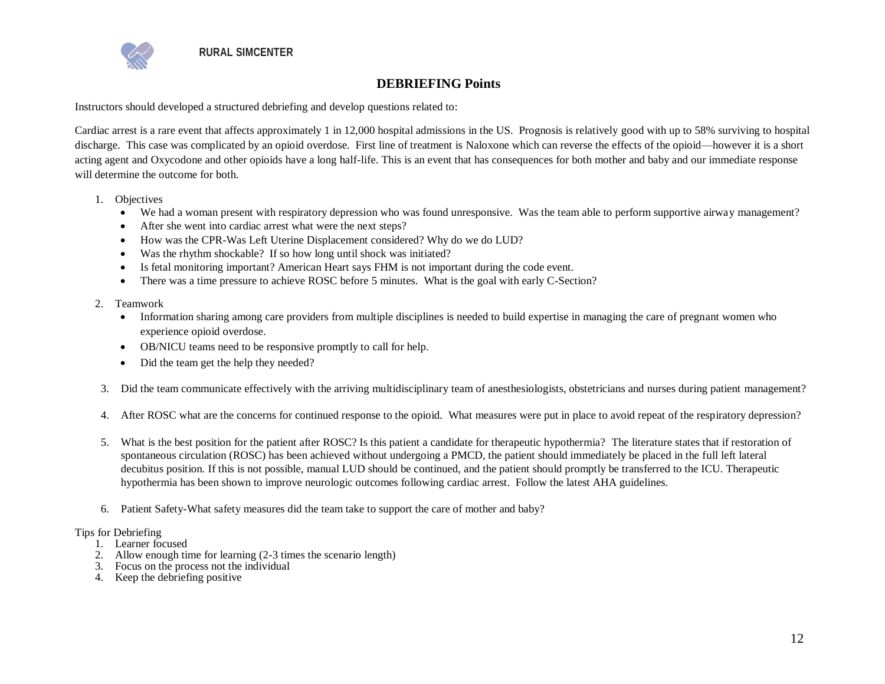RURAL SIMCENTER

## DEBRIEFING Points

Instructors should developed a structured debriefing and develop questions related to:

Cardiac arrest is a rare event that affects approximately 1 in 12,000 hospital admissions in the US. Prognosis is relatively good with up to 58% surviving to hospital discharge. This case was complicated by an opioid overdose. First line of treatment is Naloxone which can reverse the effects of the opioid—however it is a short acting agent and Oxycodone and other opioids have a long half-life. This is an event that has consequences for both mother and baby and our immediate response will determine the outcome for both.

1. Objectives
   - We had a woman present with respiratory depression who was found unresponsive. Was the team able to perform supportive airway management?
   - After she went into cardiac arrest what were the next steps?
   - How was the CPR-Was Left Uterine Displacement considered? Why do we do LUD?
   - Was the rhythm shockable? If so how long until shock was initiated?
   - Is fetal monitoring important? American Heart says FHM is not important during the code event.
   - There was a time pressure to achieve ROSC before 5 minutes. What is the goal with early C-Section?
2. Teamwork
   - Information sharing among care providers from multiple disciplines is needed to build expertise in managing the care of pregnant women who experience opioid overdose.
   - OB/NICU teams need to be responsive promptly to call for help.
   - Did the team get the help they needed?
3. Did the team communicate effectively with the arriving multidisciplinary team of anesthesiologists, obstetricians and nurses during patient management?
4. After ROSC what are the concerns for continued response to the opioid. What measures were put in place to avoid repeat of the respiratory depression?
5. What is the best position for the patient after ROSC? Is this patient a candidate for therapeutic hypothermia? The literature states that if restoration of spontaneous circulation (ROSC) has been achieved without undergoing a PMCD, the patient should immediately be placed in the full left lateral decubitus position. If this is not possible, manual LUD should be continued, and the patient should promptly be transferred to the ICU. Therapeutic hypothermia has been shown to improve neurologic outcomes following cardiac arrest. Follow the latest AHA guidelines.
6. Patient Safety-What safety measures did the team take to support the care of mother and baby?

Tips for Debriefing
1. Learner focused
2. Allow enough time for learning (2-3 times the scenario length)
3. Focus on the process not the individual
4. Keep the debriefing positive